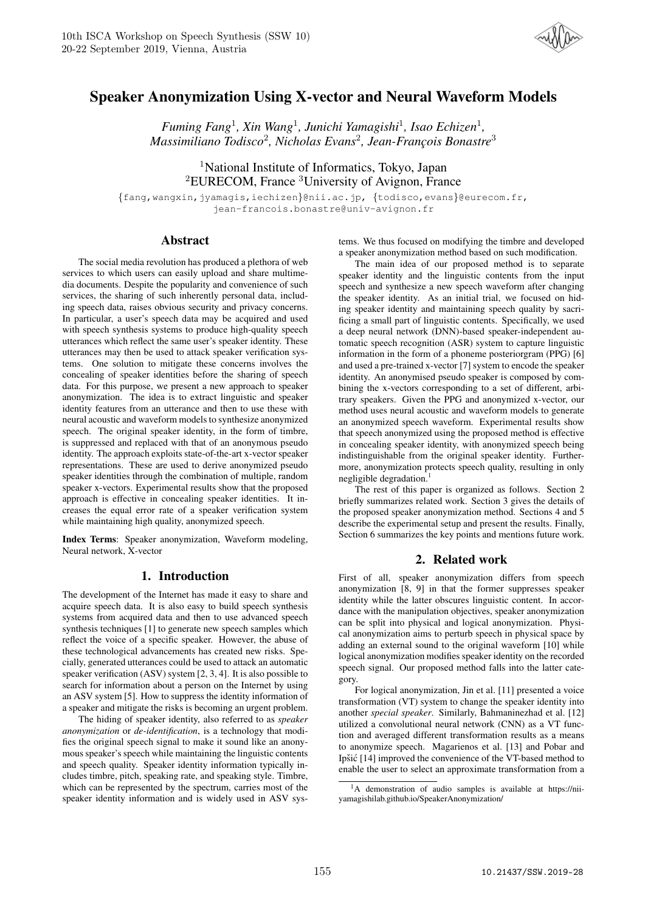# Speaker Anonymization Using X-vector and Neural Waveform Models

*Fuming Fang*[1], *Xin Wang*[1], *Junichi Yamagishi*[1], *Isao Echizen*[1], *Massimiliano Todisco*[2], *Nicholas Evans*[2], *Jean-François Bonastre*[3]

[1]National Institute of Informatics, Tokyo, Japan
[2]EURECOM, France [3]University of Avignon, France

{fang,wangxin,jyamagis,iechizen}@nii.ac.jp, {todisco,evans}@eurecom.fr, jean-francois.bonastre@univ-avignon.fr

## Abstract

The social media revolution has produced a plethora of web services to which users can easily upload and share multimedia documents. Despite the popularity and convenience of such services, the sharing of such inherently personal data, including speech data, raises obvious security and privacy concerns. In particular, a user's speech data may be acquired and used with speech synthesis systems to produce high-quality speech utterances which reflect the same user's speaker identity. These utterances may then be used to attack speaker verification systems. One solution to mitigate these concerns involves the concealing of speaker identities before the sharing of speech data. For this purpose, we present a new approach to speaker anonymization. The idea is to extract linguistic and speaker identity features from an utterance and then to use these with neural acoustic and waveform models to synthesize anonymized speech. The original speaker identity, in the form of timbre, is suppressed and replaced with that of an anonymous pseudo identity. The approach exploits state-of-the-art x-vector speaker representations. These are used to derive anonymized pseudo speaker identities through the combination of multiple, random speaker x-vectors. Experimental results show that the proposed approach is effective in concealing speaker identities. It increases the equal error rate of a speaker verification system while maintaining high quality, anonymized speech.

**Index Terms**: Speaker anonymization, Waveform modeling, Neural network, X-vector

## 1. Introduction

The development of the Internet has made it easy to share and acquire speech data. It is also easy to build speech synthesis systems from acquired data and then to use advanced speech synthesis techniques [1] to generate new speech samples which reflect the voice of a specific speaker. However, the abuse of these technological advancements has created new risks. Specially, generated utterances could be used to attack an automatic speaker verification (ASV) system [2, 3, 4]. It is also possible to search for information about a person on the Internet by using an ASV system [5]. How to suppress the identity information of a speaker and mitigate the risks is becoming an urgent problem.

The hiding of speaker identity, also referred to as *speaker anonymization* or *de-identification*, is a technology that modifies the original speech signal to make it sound like an anonymous speaker's speech while maintaining the linguistic contents and speech quality. Speaker identity information typically includes timbre, pitch, speaking rate, and speaking style. Timbre, which can be represented by the spectrum, carries most of the speaker identity information and is widely used in ASV systems. We thus focused on modifying the timbre and developed a speaker anonymization method based on such modification.

The main idea of our proposed method is to separate speaker identity and the linguistic contents from the input speech and synthesize a new speech waveform after changing the speaker identity. As an initial trial, we focused on hiding speaker identity and maintaining speech quality by sacrificing a small part of linguistic contents. Specifically, we used a deep neural network (DNN)-based speaker-independent automatic speech recognition (ASR) system to capture linguistic information in the form of a phoneme posteriorgram (PPG) [6] and used a pre-trained x-vector [7] system to encode the speaker identity. An anonymised pseudo speaker is composed by combining the x-vectors corresponding to a set of different, arbitrary speakers. Given the PPG and anonymized x-vector, our method uses neural acoustic and waveform models to generate an anonymized speech waveform. Experimental results show that speech anonymized using the proposed method is effective in concealing speaker identity, with anonymized speech being indistinguishable from the original speaker identity. Furthermore, anonymization protects speech quality, resulting in only negligible degradation.[1]

The rest of this paper is organized as follows. Section 2 briefly summarizes related work. Section 3 gives the details of the proposed speaker anonymization method. Sections 4 and 5 describe the experimental setup and present the results. Finally, Section 6 summarizes the key points and mentions future work.

## 2. Related work

First of all, speaker anonymization differs from speech anonymization [8, 9] in that the former suppresses speaker identity while the latter obscures linguistic content. In accordance with the manipulation objectives, speaker anonymization can be split into physical and logical anonymization. Physical anonymization aims to perturb speech in physical space by adding an external sound to the original waveform [10] while logical anonymization modifies speaker identity on the recorded speech signal. Our proposed method falls into the latter category.

For logical anonymization, Jin et al. [11] presented a voice transformation (VT) system to change the speaker identity into another *special speaker*. Similarly, Bahmaninezhad et al. [12] utilized a convolutional neural network (CNN) as a VT function and averaged different transformation results as a means to anonymize speech. Magarienos et al. [13] and Pobar and Ipšić [14] improved the convenience of the VT-based method to enable the user to select an approximate transformation from a

[1]A demonstration of audio samples is available at https://nii-yamagishilab.github.io/SpeakerAnonymization/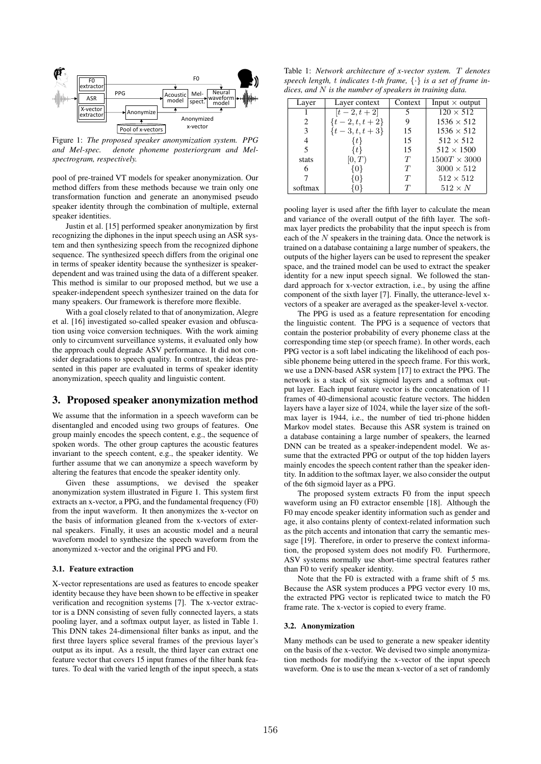Figure 1: *The proposed speaker anonymization system. PPG and Mel-spec. denote phoneme posteriorgram and Mel-spectrogram, respectively.*

pool of pre-trained VT models for speaker anonymization. Our method differs from these methods because we train only one transformation function and generate an anonymised pseudo speaker identity through the combination of multiple, external speaker identities.

Justin et al. [15] performed speaker anonymization by first recognizing the diphones in the input speech using an ASR system and then synthesizing speech from the recognized diphone sequence. The synthesized speech differs from the original one in terms of speaker identity because the synthesizer is speaker-dependent and was trained using the data of a different speaker. This method is similar to our proposed method, but we use a speaker-independent speech synthesizer trained on the data for many speakers. Our framework is therefore more flexible.

With a goal closely related to that of anonymization, Alegre et al. [16] investigated so-called speaker evasion and obfuscation using voice conversion techniques. With the work aiming only to circumvent surveillance systems, it evaluated only how the approach could degrade ASV performance. It did not consider degradations to speech quality. In contrast, the ideas presented in this paper are evaluated in terms of speaker identity anonymization, speech quality and linguistic content.

## 3. Proposed speaker anonymization method

We assume that the information in a speech waveform can be disentangled and encoded using two groups of features. One group mainly encodes the speech content, e.g., the sequence of spoken words. The other group captures the acoustic features invariant to the speech content, e.g., the speaker identity. We further assume that we can anonymize a speech waveform by altering the features that encode the speaker identity only.

Given these assumptions, we devised the speaker anonymization system illustrated in Figure 1. This system first extracts an x-vector, a PPG, and the fundamental frequency (F0) from the input waveform. It then anonymizes the x-vector on the basis of information gleaned from the x-vectors of external speakers. Finally, it uses an acoustic model and a neural waveform model to synthesize the speech waveform from the anonymized x-vector and the original PPG and F0.

### 3.1. Feature extraction

X-vector representations are used as features to encode speaker identity because they have been shown to be effective in speaker verification and recognition systems [7]. The x-vector extractor is a DNN consisting of seven fully connected layers, a stats pooling layer, and a softmax output layer, as listed in Table 1. This DNN takes 24-dimensional filter banks as input, and the first three layers splice several frames of the previous layer's output as its input. As a result, the third layer can extract one feature vector that covers 15 input frames of the filter bank features. To deal with the varied length of the input speech, a stats pooling layer is used after the fifth layer to calculate the mean and variance of the overall output of the fifth layer. The softmax layer predicts the probability that the input speech is from each of the $N$ speakers in the training data. Once the network is trained on a database containing a large number of speakers, the outputs of the higher layers can be used to represent the speaker space, and the trained model can be used to extract the speaker identity for a new input speech signal. We followed the standard approach for x-vector extraction, i.e., by using the affine component of the sixth layer [7]. Finally, the utterance-level x-vectors of a speaker are averaged as the speaker-level x-vector.

Table 1: *Network architecture of x-vector system. $T$ denotes speech length, $t$ indicates $t$-th frame, $\{\cdot\}$ is a set of frame indices, and $N$ is the number of speakers in training data.*

| Layer | Layer context | Context | Input × output |
|---|---|---|---|
| 1 | $[t-2, t+2]$ | 5 | $120 \times 512$ |
| 2 | $\{t-2, t, t+2\}$ | 9 | $1536 \times 512$ |
| 3 | $\{t-3, t, t+3\}$ | 15 | $1536 \times 512$ |
| 4 | $\{t\}$ | 15 | $512 \times 512$ |
| 5 | $\{t\}$ | 15 | $512 \times 1500$ |
| stats | $[0, T)$ | $T$ | $1500T \times 3000$ |
| 6 | $\{0\}$ | $T$ | $3000 \times 512$ |
| 7 | $\{0\}$ | $T$ | $512 \times 512$ |
| softmax | $\{0\}$ | $T$ | $512 \times N$ |

The PPG is used as a feature representation for encoding the linguistic content. The PPG is a sequence of vectors that contain the posterior probability of every phoneme class at the corresponding time step (or speech frame). In other words, each PPG vector is a soft label indicating the likelihood of each possible phoneme being uttered in the speech frame. For this work, we use a DNN-based ASR system [17] to extract the PPG. The network is a stack of six sigmoid layers and a softmax output layer. Each input feature vector is the concatenation of 11 frames of 40-dimensional acoustic feature vectors. The hidden layers have a layer size of 1024, while the layer size of the softmax layer is 1944, i.e., the number of tied tri-phone hidden Markov model states. Because this ASR system is trained on a database containing a large number of speakers, the learned DNN can be treated as a speaker-independent model. We assume that the extracted PPG or output of the top hidden layers mainly encodes the speech content rather than the speaker identity. In addition to the softmax layer, we also consider the output of the 6th sigmoid layer as a PPG.

The proposed system extracts F0 from the input speech waveform using an F0 extractor ensemble [18]. Although the F0 may encode speaker identity information such as gender and age, it also contains plenty of context-related information such as the pitch accents and intonation that carry the semantic message [19]. Therefore, in order to preserve the context information, the proposed system does not modify F0. Furthermore, ASV systems normally use short-time spectral features rather than F0 to verify speaker identity.

Note that the F0 is extracted with a frame shift of 5 ms. Because the ASR system produces a PPG vector every 10 ms, the extracted PPG vector is replicated twice to match the F0 frame rate. The x-vector is copied to every frame.

### 3.2. Anonymization

Many methods can be used to generate a new speaker identity on the basis of the x-vector. We devised two simple anonymization methods for modifying the x-vector of the input speech waveform. One is to use the mean x-vector of a set of randomly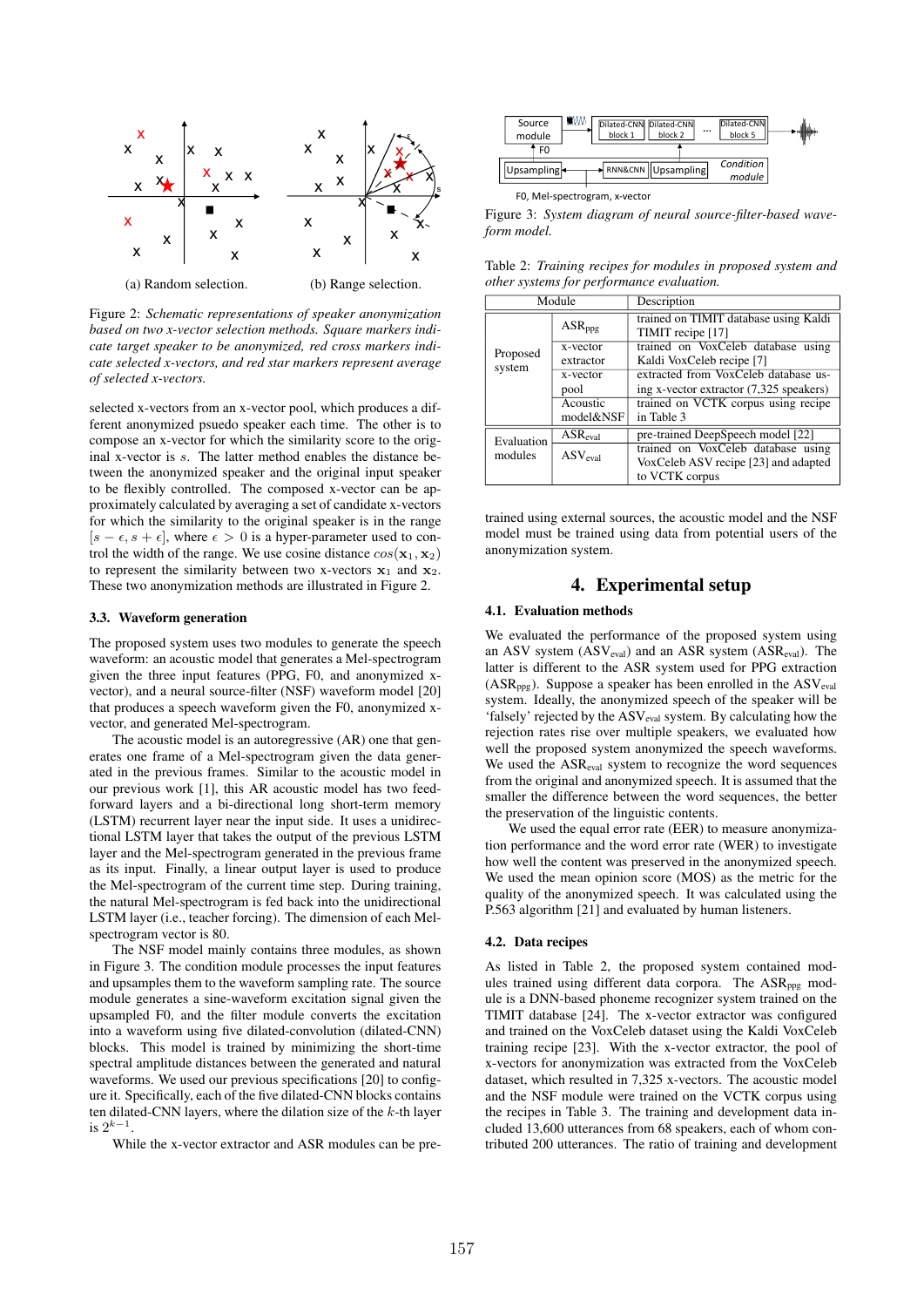(a) Random selection.

(b) Range selection.

Figure 2: *Schematic representations of speaker anonymization based on two x-vector selection methods. Square markers indicate target speaker to be anonymized, red cross markers indicate selected x-vectors, and red star markers represent average of selected x-vectors.*

selected x-vectors from an x-vector pool, which produces a different anonymized psuedo speaker each time. The other is to compose an x-vector for which the similarity score to the original x-vector is $s$. The latter method enables the distance between the anonymized speaker and the original input speaker to be flexibly controlled. The composed x-vector can be approximately calculated by averaging a set of candidate x-vectors for which the similarity to the original speaker is in the range $[s - \epsilon, s + \epsilon]$, where $\epsilon > 0$ is a hyper-parameter used to control the width of the range. We use cosine distance $cos(\mathbf{x}_1, \mathbf{x}_2)$ to represent the similarity between two x-vectors $\mathbf{x}_1$ and $\mathbf{x}_2$. These two anonymization methods are illustrated in Figure 2.

### 3.3. Waveform generation

The proposed system uses two modules to generate the speech waveform: an acoustic model that generates a Mel-spectrogram given the three input features (PPG, F0, and anonymized x-vector), and a neural source-filter (NSF) waveform model [20] that produces a speech waveform given the F0, anonymized x-vector, and generated Mel-spectrogram.

The acoustic model is an autoregressive (AR) one that generates one frame of a Mel-spectrogram given the data generated in the previous frames. Similar to the acoustic model in our previous work [1], this AR acoustic model has two feed-forward layers and a bi-directional long short-term memory (LSTM) recurrent layer near the input side. It uses a unidirectional LSTM layer that takes the output of the previous LSTM layer and the Mel-spectrogram generated in the previous frame as its input. Finally, a linear output layer is used to produce the Mel-spectrogram of the current time step. During training, the natural Mel-spectrogram is fed back into the unidirectional LSTM layer (i.e., teacher forcing). The dimension of each Mel-spectrogram vector is 80.

The NSF model mainly contains three modules, as shown in Figure 3. The condition module processes the input features and upsamples them to the waveform sampling rate. The source module generates a sine-waveform excitation signal given the upsampled F0, and the filter module converts the excitation into a waveform using five dilated-convolution (dilated-CNN) blocks. This model is trained by minimizing the short-time spectral amplitude distances between the generated and natural waveforms. We used our previous specifications [20] to configure it. Specifically, each of the five dilated-CNN blocks contains ten dilated-CNN layers, where the dilation size of the $k$-th layer is $2^{k-1}$.

While the x-vector extractor and ASR modules can be pre-trained using external sources, the acoustic model and the NSF model must be trained using data from potential users of the anonymization system.

Figure 3: *System diagram of neural source-filter-based waveform model.*

Table 2: *Training recipes for modules in proposed system and other systems for performance evaluation.*

| Module | | Description |
|---|---|---|
| Proposed system | $\mathrm{ASR_{ppg}}$ | trained on TIMIT database using Kaldi TIMIT recipe [17] |
| | x-vector extractor | trained on VoxCeleb database using Kaldi VoxCeleb recipe [7] |
| | x-vector pool | extracted from VoxCeleb database using x-vector extractor (7,325 speakers) |
| | Acoustic model&NSF | trained on VCTK corpus using recipe in Table 3 |
| Evaluation modules | $\mathrm{ASR_{eval}}$ | pre-trained DeepSpeech model [22] |
| | $\mathrm{ASV_{eval}}$ | trained on VoxCeleb database using VoxCeleb ASV recipe [23] and adapted to VCTK corpus |

## 4. Experimental setup

### 4.1. Evaluation methods

We evaluated the performance of the proposed system using an ASV system ($\mathrm{ASV_{eval}}$) and an ASR system ($\mathrm{ASR_{eval}}$). The latter is different to the ASR system used for PPG extraction ($\mathrm{ASR_{ppg}}$). Suppose a speaker has been enrolled in the $\mathrm{ASV_{eval}}$ system. Ideally, the anonymized speech of the speaker will be 'falsely' rejected by the $\mathrm{ASV_{eval}}$ system. By calculating how the rejection rates rise over multiple speakers, we evaluated how well the proposed system anonymized the speech waveforms. We used the $\mathrm{ASR_{eval}}$ system to recognize the word sequences from the original and anonymized speech. It is assumed that the smaller the difference between the word sequences, the better the preservation of the linguistic contents.

We used the equal error rate (EER) to measure anonymization performance and the word error rate (WER) to investigate how well the content was preserved in the anonymized speech. We used the mean opinion score (MOS) as the metric for the quality of the anonymized speech. It was calculated using the P.563 algorithm [21] and evaluated by human listeners.

### 4.2. Data recipes

As listed in Table 2, the proposed system contained modules trained using different data corpora. The $\mathrm{ASR_{ppg}}$ module is a DNN-based phoneme recognizer system trained on the TIMIT database [24]. The x-vector extractor was configured and trained on the VoxCeleb dataset using the Kaldi VoxCeleb training recipe [23]. With the x-vector extractor, the pool of x-vectors for anonymization was extracted from the VoxCeleb dataset, which resulted in 7,325 x-vectors. The acoustic model and the NSF module were trained on the VCTK corpus using the recipes in Table 3. The training and development data included 13,600 utterances from 68 speakers, each of whom contributed 200 utterances. The ratio of training and development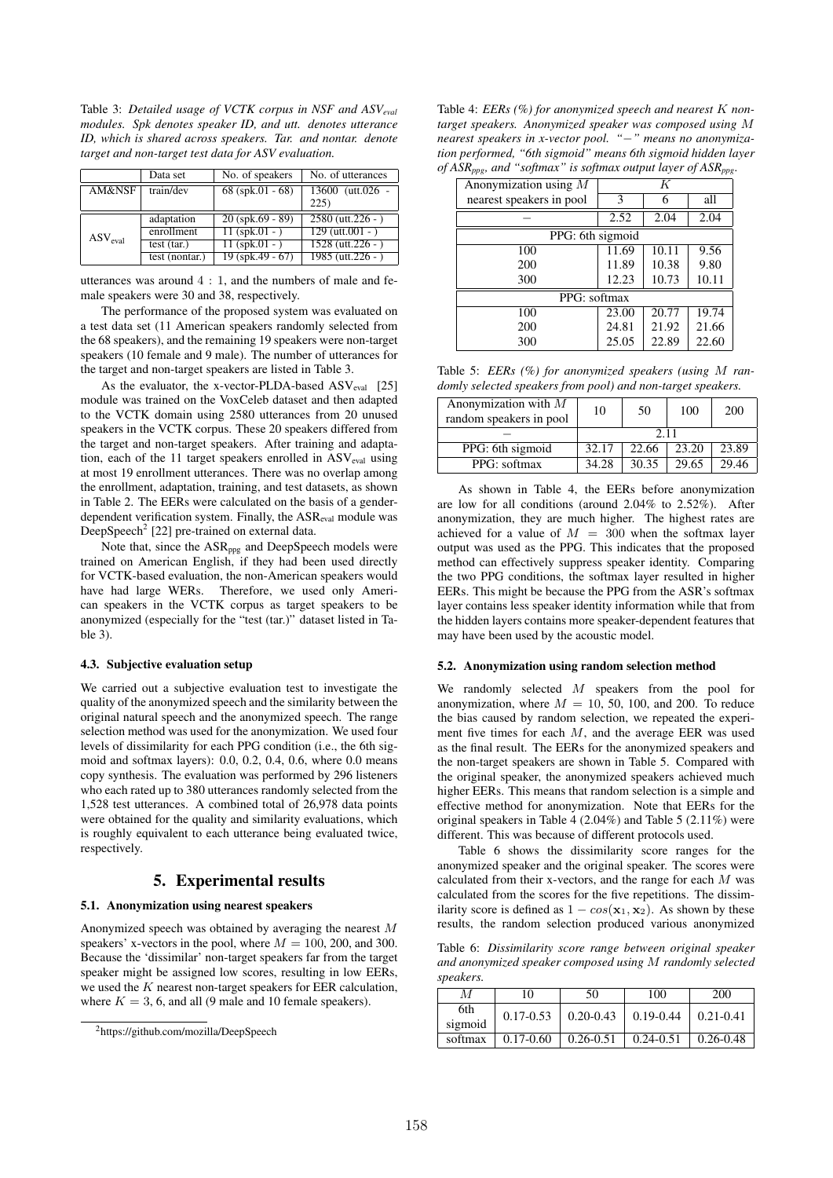Table 3: *Detailed usage of VCTK corpus in NSF and $ASV_{eval}$ modules. Spk denotes speaker ID, and utt. denotes utterance ID, which is shared across speakers. Tar. and nontar. denote target and non-target test data for ASV evaluation.*

| | Data set | No. of speakers | No. of utterances |
|---|---|---|---|
| AM&NSF | train/dev | 68 (spk.01 - 68) | 13600 (utt.026 - 225) |
| $ASV_{eval}$ | adaptation | 20 (spk.69 - 89) | 2580 (utt.226 - ) |
| | enrollment | 11 (spk.01 - ) | 129 (utt.001 - ) |
| | test (tar.) | 11 (spk.01 - ) | 1528 (utt.226 - ) |
| | test (nontar.) | 19 (spk.49 - 67) | 1985 (utt.226 - ) |

utterances was around $4:1$, and the numbers of male and female speakers were 30 and 38, respectively.

The performance of the proposed system was evaluated on a test data set (11 American speakers randomly selected from the 68 speakers), and the remaining 19 speakers were non-target speakers (10 female and 9 male). The number of utterances for the target and non-target speakers are listed in Table 3.

As the evaluator, the x-vector-PLDA-based $ASV_{eval}$ [25] module was trained on the VoxCeleb dataset and then adapted to the VCTK domain using 2580 utterances from 20 unused speakers in the VCTK corpus. These 20 speakers differed from the target and non-target speakers. After training and adaptation, each of the 11 target speakers enrolled in $ASV_{eval}$ using at most 19 enrollment utterances. There was no overlap among the enrollment, adaptation, training, and test datasets, as shown in Table 2. The EERs were calculated on the basis of a gender-dependent verification system. Finally, the $ASR_{eval}$ module was DeepSpeech[2] [22] pre-trained on external data.

Note that, since the $ASR_{ppg}$ and DeepSpeech models were trained on American English, if they had been used directly for VCTK-based evaluation, the non-American speakers would have had large WERs. Therefore, we used only American speakers in the VCTK corpus as target speakers to be anonymized (especially for the "test (tar.)" dataset listed in Table 3).

### 4.3. Subjective evaluation setup

We carried out a subjective evaluation test to investigate the quality of the anonymized speech and the similarity between the original natural speech and the anonymized speech. The range selection method was used for the anonymization. We used four levels of dissimilarity for each PPG condition (i.e., the 6th sigmoid and softmax layers): 0.0, 0.2, 0.4, 0.6, where 0.0 means copy synthesis. The evaluation was performed by 296 listeners who each rated up to 380 utterances randomly selected from the 1,528 test utterances. A combined total of 26,978 data points were obtained for the quality and similarity evaluations, which is roughly equivalent to each utterance being evaluated twice, respectively.

## 5. Experimental results

### 5.1. Anonymization using nearest speakers

Anonymized speech was obtained by averaging the nearest $M$ speakers' x-vectors in the pool, where $M = 100$, 200, and 300. Because the 'dissimilar' non-target speakers far from the target speaker might be assigned low scores, resulting in low EERs, we used the $K$ nearest non-target speakers for EER calculation, where $K = 3$, 6, and all (9 male and 10 female speakers).

[2] https://github.com/mozilla/DeepSpeech

Table 4: *EERs (%) for anonymized speech and nearest $K$ non-target speakers. Anonymized speaker was composed using $M$ nearest speakers in x-vector pool. "−" means no anonymization performed, "6th sigmoid" means 6th sigmoid hidden layer of $ASR_{ppg}$, and "softmax" is softmax output layer of $ASR_{ppg}$.*

| Anonymization using $M$ nearest speakers in pool | $K$ = 3 | 6 | all |
|---|---|---|---|
| − | 2.52 | 2.04 | 2.04 |
| PPG: 6th sigmoid | | | |
| 100 | 11.69 | 10.11 | 9.56 |
| 200 | 11.89 | 10.38 | 9.80 |
| 300 | 12.23 | 10.73 | 10.11 |
| PPG: softmax | | | |
| 100 | 23.00 | 20.77 | 19.74 |
| 200 | 24.81 | 21.92 | 21.66 |
| 300 | 25.05 | 22.89 | 22.60 |

Table 5: *EERs (%) for anonymized speakers (using $M$ randomly selected speakers from pool) and non-target speakers.*

| Anonymization with $M$ random speakers in pool | 10 | 50 | 100 | 200 |
|---|---|---|---|---|
| − | 2.11 | | | |
| PPG: 6th sigmoid | 32.17 | 22.66 | 23.20 | 23.89 |
| PPG: softmax | 34.28 | 30.35 | 29.65 | 29.46 |

As shown in Table 4, the EERs before anonymization are low for all conditions (around 2.04% to 2.52%). After anonymization, they are much higher. The highest rates are achieved for a value of $M = 300$ when the softmax layer output was used as the PPG. This indicates that the proposed method can effectively suppress speaker identity. Comparing the two PPG conditions, the softmax layer resulted in higher EERs. This might be because the PPG from the ASR's softmax layer contains less speaker identity information while that from the hidden layers contains more speaker-dependent features that may have been used by the acoustic model.

### 5.2. Anonymization using random selection method

We randomly selected $M$ speakers from the pool for anonymization, where $M = 10$, 50, 100, and 200. To reduce the bias caused by random selection, we repeated the experiment five times for each $M$, and the average EER was used as the final result. The EERs for the anonymized speakers and the non-target speakers are shown in Table 5. Compared with the original speaker, the anonymized speakers achieved much higher EERs. This means that random selection is a simple and effective method for anonymization. Note that EERs for the original speakers in Table 4 (2.04%) and Table 5 (2.11%) were different. This was because of different protocols used.

Table 6 shows the dissimilarity score ranges for the anonymized speaker and the original speaker. The scores were calculated from their x-vectors, and the range for each $M$ was calculated from the scores for the five repetitions. The dissimilarity score is defined as $1 - cos(\mathbf{x}_1, \mathbf{x}_2)$. As shown by these results, the random selection produced various anonymized

Table 6: *Dissimilarity score range between original speaker and anonymized speaker composed using $M$ randomly selected speakers.*

| $M$ | 10 | 50 | 100 | 200 |
|---|---|---|---|---|
| 6th sigmoid | 0.17-0.53 | 0.20-0.43 | 0.19-0.44 | 0.21-0.41 |
| softmax | 0.17-0.60 | 0.26-0.51 | 0.24-0.51 | 0.26-0.48 |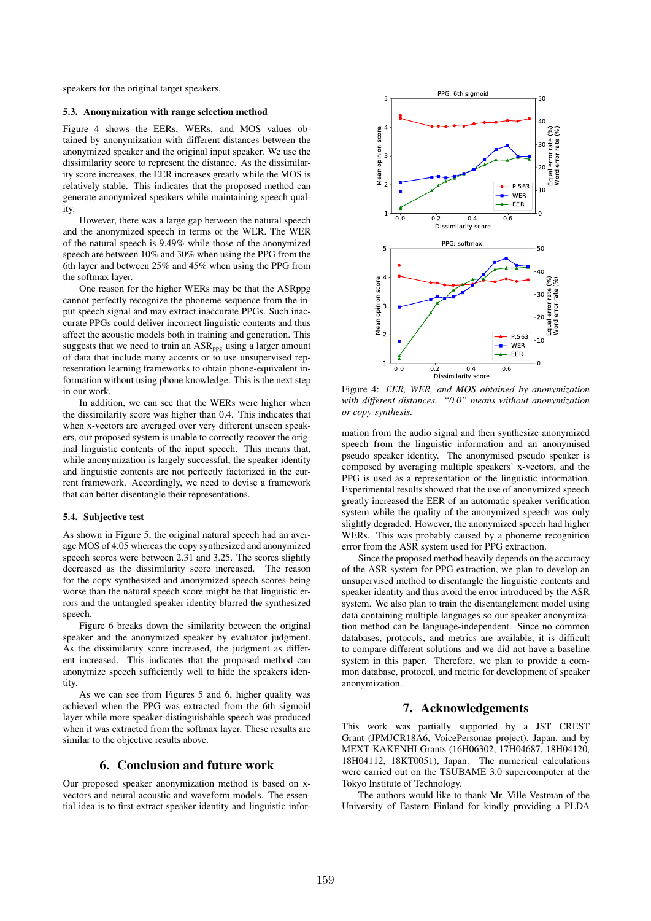speakers for the original target speakers.

### 5.3. Anonymization with range selection method

Figure 4 shows the EERs, WERs, and MOS values obtained by anonymization with different distances between the anonymized speaker and the original input speaker. We use the dissimilarity score to represent the distance. As the dissimilarity score increases, the EER increases greatly while the MOS is relatively stable. This indicates that the proposed method can generate anonymized speakers while maintaining speech quality.

However, there was a large gap between the natural speech and the anonymized speech in terms of the WER. The WER of the natural speech is 9.49% while those of the anonymized speech are between 10% and 30% when using the PPG from the 6th layer and between 25% and 45% when using the PPG from the softmax layer.

One reason for the higher WERs may be that the ASRppg cannot perfectly recognize the phoneme sequence from the input speech signal and may extract inaccurate PPGs. Such inaccurate PPGs could deliver incorrect linguistic contents and thus affect the acoustic models both in training and generation. This suggests that we need to train an $\text{ASR}_{\text{ppg}}$ using a larger amount of data that include many accents or to use unsupervised representation learning frameworks to obtain phone-equivalent information without using phone knowledge. This is the next step in our work.

In addition, we can see that the WERs were higher when the dissimilarity score was higher than 0.4. This indicates that when x-vectors are averaged over very different unseen speakers, our proposed system is unable to correctly recover the original linguistic contents of the input speech. This means that, while anonymization is largely successful, the speaker identity and linguistic contents are not perfectly factorized in the current framework. Accordingly, we need to devise a framework that can better disentangle their representations.

### 5.4. Subjective test

As shown in Figure 5, the original natural speech had an average MOS of 4.05 whereas the copy synthesized and anonymized speech scores were between 2.31 and 3.25. The scores slightly decreased as the dissimilarity score increased. The reason for the copy synthesized and anonymized speech scores being worse than the natural speech score might be that linguistic errors and the untangled speaker identity blurred the synthesized speech.

Figure 6 breaks down the similarity between the original speaker and the anonymized speaker by evaluator judgment. As the dissimilarity score increased, the judgment as different increased. This indicates that the proposed method can anonymize speech sufficiently well to hide the speakers identity.

As we can see from Figures 5 and 6, higher quality was achieved when the PPG was extracted from the 6th sigmoid layer while more speaker-distinguishable speech was produced when it was extracted from the softmax layer. These results are similar to the objective results above.

## 6. Conclusion and future work

Our proposed speaker anonymization method is based on x-vectors and neural acoustic and waveform models. The essential idea is to first extract speaker identity and linguistic information from the audio signal and then synthesize anonymized speech from the linguistic information and an anonymised pseudo speaker identity. The anonymised pseudo speaker is composed by averaging multiple speakers' x-vectors, and the PPG is used as a representation of the linguistic information. Experimental results showed that the use of anonymized speech greatly increased the EER of an automatic speaker verification system while the quality of the anonymized speech was only slightly degraded. However, the anonymized speech had higher WERs. This was probably caused by a phoneme recognition error from the ASR system used for PPG extraction.

Since the proposed method heavily depends on the accuracy of the ASR system for PPG extraction, we plan to develop an unsupervised method to disentangle the linguistic contents and speaker identity and thus avoid the error introduced by the ASR system. We also plan to train the disentanglement model using data containing multiple languages so our speaker anonymization method can be language-independent. Since no common databases, protocols, and metrics are available, it is difficult to compare different solutions and we did not have a baseline system in this paper. Therefore, we plan to provide a common database, protocol, and metric for development of speaker anonymization.

*Figure 4: EER, WER, and MOS obtained by anonymization with different distances. "0.0" means without anonymization or copy-synthesis.*

## 7. Acknowledgements

This work was partially supported by a JST CREST Grant (JPMJCR18A6, VoicePersonae project), Japan, and by MEXT KAKENHI Grants (16H06302, 17H04687, 18H04120, 18H04112, 18KT0051), Japan. The numerical calculations were carried out on the TSUBAME 3.0 supercomputer at the Tokyo Institute of Technology.

The authors would like to thank Mr. Ville Vestman of the University of Eastern Finland for kindly providing a PLDA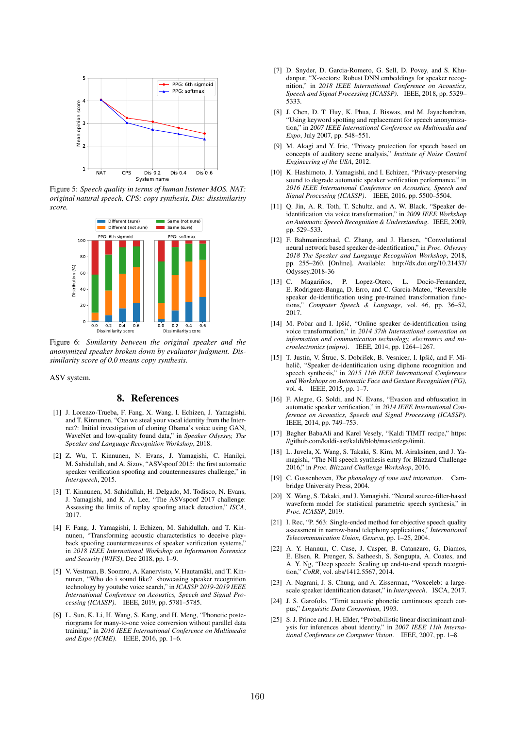5

4

3

2

1

Mean opinion score

NAT CPS Dis 0.2 Dis 0.4 Dis 0.6

System name

PPG: 6th sigmoid

PPG: softmax

Figure 5: *Speech quality in terms of human listener MOS. NAT: original natural speech, CPS: copy synthesis, Dis: dissimilarity score.*

Different (sure) Same (not sure)

Different (not sure) Same (sure)

PPG: 6th sigmoid

PPG: softmax

Distribution (%)

100 80 60 40 20 0

0.0 0.2 0.4 0.6

Dissimilarity score

0.0 0.2 0.4 0.6

Dissimilarity score

Figure 6: *Similarity between the original speaker and the anonymized speaker broken down by evaluator judgment. Dissimilarity score of 0.0 means copy synthesis.*

ASV system.

## 8. References

[1] J. Lorenzo-Trueba, F. Fang, X. Wang, I. Echizen, J. Yamagishi, and T. Kinnunen, "Can we steal your vocal identity from the Internet?: Initial investigation of cloning Obama's voice using GAN, WaveNet and low-quality found data," in *Speaker Odyssey, The Speaker and Language Recognition Workshop*, 2018.

[2] Z. Wu, T. Kinnunen, N. Evans, J. Yamagishi, C. Hanilçi, M. Sahidullah, and A. Sizov, "ASVspoof 2015: the first automatic speaker verification spoofing and countermeasures challenge," in *Interspeech*, 2015.

[3] T. Kinnunen, M. Sahidullah, H. Delgado, M. Todisco, N. Evans, J. Yamagishi, and K. A. Lee, "The ASVspoof 2017 challenge: Assessing the limits of replay spoofing attack detection," *ISCA*, 2017.

[4] F. Fang, J. Yamagishi, I. Echizen, M. Sahidullah, and T. Kinnunen, "Transforming acoustic characteristics to deceive playback spoofing countermeasures of speaker verification systems," in *2018 IEEE International Workshop on Information Forensics and Security (WIFS)*, Dec 2018, pp. 1–9.

[5] V. Vestman, B. Soomro, A. Kanervisto, V. Hautamäki, and T. Kinnunen, "Who do i sound like? showcasing speaker recognition technology by youtube voice search," in *ICASSP 2019-2019 IEEE International Conference on Acoustics, Speech and Signal Processing (ICASSP)*. IEEE, 2019, pp. 5781–5785.

[6] L. Sun, K. Li, H. Wang, S. Kang, and H. Meng, "Phonetic posteriorgrams for many-to-one voice conversion without parallel data training," in *2016 IEEE International Conference on Multimedia and Expo (ICME)*. IEEE, 2016, pp. 1–6.

[7] D. Snyder, D. Garcia-Romero, G. Sell, D. Povey, and S. Khudanpur, "X-vectors: Robust DNN embeddings for speaker recognition," in *2018 IEEE International Conference on Acoustics, Speech and Signal Processing (ICASSP)*. IEEE, 2018, pp. 5329–5333.

[8] J. Chen, D. T. Huy, K. Phua, J. Biswas, and M. Jayachandran, "Using keyword spotting and replacement for speech anonymization," in *2007 IEEE International Conference on Multimedia and Expo*, July 2007, pp. 548–551.

[9] M. Akagi and Y. Irie, "Privacy protection for speech based on concepts of auditory scene analysis," *Institute of Noise Control Engineering of the USA*, 2012.

[10] K. Hashimoto, J. Yamagishi, and I. Echizen, "Privacy-preserving sound to degrade automatic speaker verification performance," in *2016 IEEE International Conference on Acoustics, Speech and Signal Processing (ICASSP)*. IEEE, 2016, pp. 5500–5504.

[11] Q. Jin, A. R. Toth, T. Schultz, and A. W. Black, "Speaker deidentification via voice transformation," in *2009 IEEE Workshop on Automatic Speech Recognition & Understanding*. IEEE, 2009, pp. 529–533.

[12] F. Bahmaninezhad, C. Zhang, and J. Hansen, "Convolutional neural network based speaker de-identification," in *Proc. Odyssey 2018 The Speaker and Language Recognition Workshop*, 2018, pp. 255–260. [Online]. Available: http://dx.doi.org/10.21437/Odyssey.2018-36

[13] C. Magariños, P. Lopez-Otero, L. Docio-Fernandez, E. Rodriguez-Banga, D. Erro, and C. Garcia-Mateo, "Reversible speaker de-identification using pre-trained transformation functions," *Computer Speech & Language*, vol. 46, pp. 36–52, 2017.

[14] M. Pobar and I. Ipšić, "Online speaker de-identification using voice transformation," in *2014 37th International convention on information and communication technology, electronics and microelectronics (mipro)*. IEEE, 2014, pp. 1264–1267.

[15] T. Justin, V. Štruc, S. Dobrišek, B. Vesnicer, I. Ipšić, and F. Mihelič, "Speaker de-identification using diphone recognition and speech synthesis," in *2015 11th IEEE International Conference and Workshops on Automatic Face and Gesture Recognition (FG)*, vol. 4. IEEE, 2015, pp. 1–7.

[16] F. Alegre, G. Soldi, and N. Evans, "Evasion and obfuscation in automatic speaker verification," in *2014 IEEE International Conference on Acoustics, Speech and Signal Processing (ICASSP)*. IEEE, 2014, pp. 749–753.

[17] Bagher BabaAli and Karel Vesely, "Kaldi TIMIT recipe," https://github.com/kaldi-asr/kaldi/blob/master/egs/timit.

[18] L. Juvela, X. Wang, S. Takaki, S. Kim, M. Airaksinen, and J. Yamagishi, "The NII speech synthesis entry for Blizzard Challenge 2016," in *Proc. Blizzard Challenge Workshop*, 2016.

[19] C. Gussenhoven, *The phonology of tone and intonation*. Cambridge University Press, 2004.

[20] X. Wang, S. Takaki, and J. Yamagishi, "Neural source-filter-based waveform model for statistical parametric speech synthesis," in *Proc. ICASSP*, 2019.

[21] I. Rec, "P. 563: Single-ended method for objective speech quality assessment in narrow-band telephony applications," *International Telecommunication Union, Geneva*, pp. 1–25, 2004.

[22] A. Y. Hannun, C. Case, J. Casper, B. Catanzaro, G. Diamos, E. Elsen, R. Prenger, S. Satheesh, S. Sengupta, A. Coates, and A. Y. Ng, "Deep speech: Scaling up end-to-end speech recognition," *CoRR*, vol. abs/1412.5567, 2014.

[23] A. Nagrani, J. S. Chung, and A. Zisserman, "Voxceleb: a large-scale speaker identification dataset," in *Interspeech*. ISCA, 2017.

[24] J. S. Garofolo, "Timit acoustic phonetic continuous speech corpus," *Linguistic Data Consortium*, 1993.

[25] S. J. Prince and J. H. Elder, "Probabilistic linear discriminant analysis for inferences about identity," in *2007 IEEE 11th International Conference on Computer Vision*. IEEE, 2007, pp. 1–8.